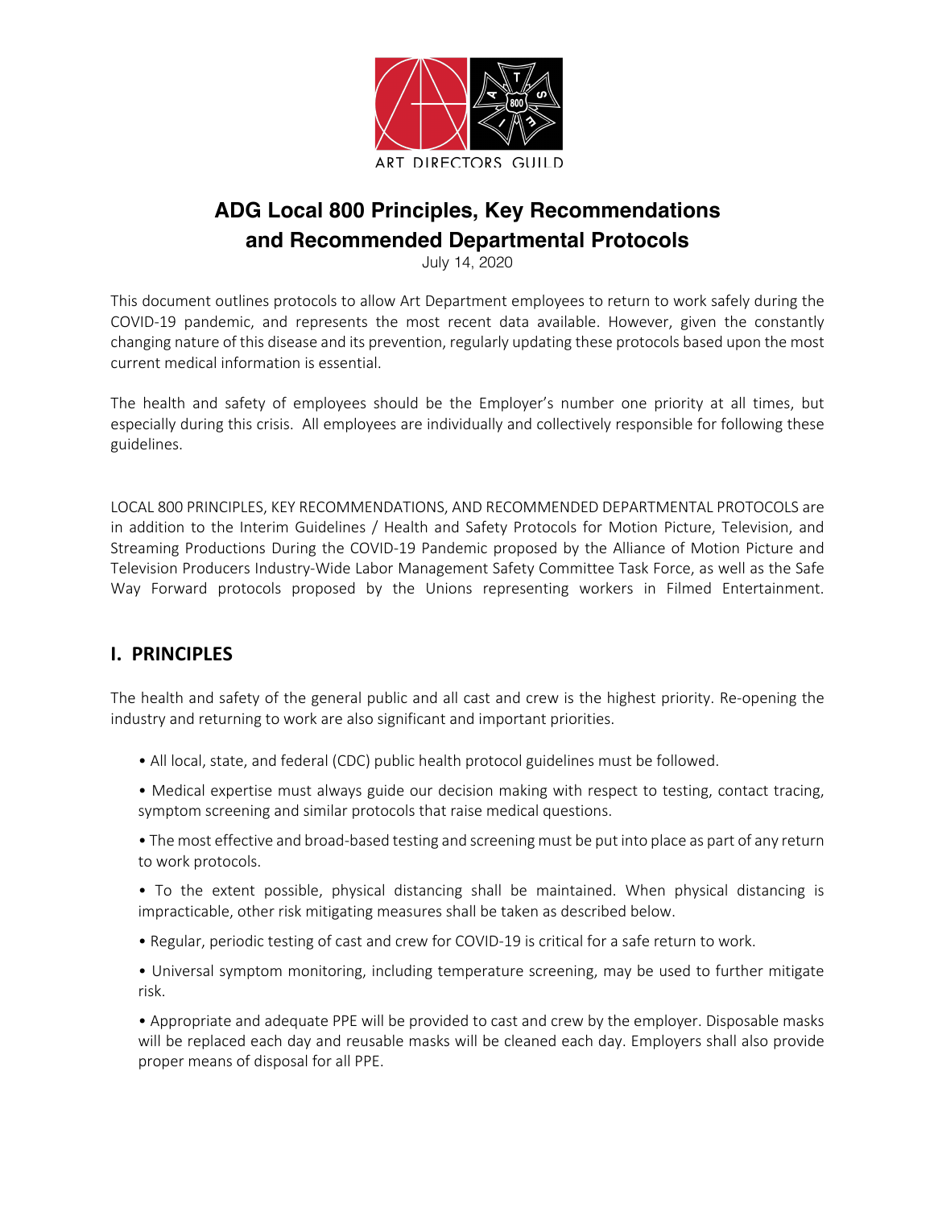ART DIRECTORS GUILD

# ADG Local 800 Principles, Key Recommendations and Recommended Departmental Protocols

July 14, 2020

This document outlines protocols to allow Art Department employees to return to work safely during the COVID-19 pandemic, and represents the most recent data available. However, given the constantly changing nature of this disease and its prevention, regularly updating these protocols based upon the most current medical information is essential.

The health and safety of employees should be the Employer's number one priority at all times, but especially during this crisis. All employees are individually and collectively responsible for following these guidelines.

LOCAL 800 PRINCIPLES, KEY RECOMMENDATIONS, AND RECOMMENDED DEPARTMENTAL PROTOCOLS are in addition to the Interim Guidelines / Health and Safety Protocols for Motion Picture, Television, and Streaming Productions During the COVID-19 Pandemic proposed by the Alliance of Motion Picture and Television Producers Industry-Wide Labor Management Safety Committee Task Force, as well as the Safe Way Forward protocols proposed by the Unions representing workers in Filmed Entertainment.

## I. PRINCIPLES

The health and safety of the general public and all cast and crew is the highest priority. Re-opening the industry and returning to work are also significant and important priorities.

- All local, state, and federal (CDC) public health protocol guidelines must be followed.
- Medical expertise must always guide our decision making with respect to testing, contact tracing, symptom screening and similar protocols that raise medical questions.
- The most effective and broad-based testing and screening must be put into place as part of any return to work protocols.
- To the extent possible, physical distancing shall be maintained. When physical distancing is impracticable, other risk mitigating measures shall be taken as described below.
- Regular, periodic testing of cast and crew for COVID-19 is critical for a safe return to work.
- Universal symptom monitoring, including temperature screening, may be used to further mitigate risk.
- Appropriate and adequate PPE will be provided to cast and crew by the employer. Disposable masks will be replaced each day and reusable masks will be cleaned each day. Employers shall also provide proper means of disposal for all PPE.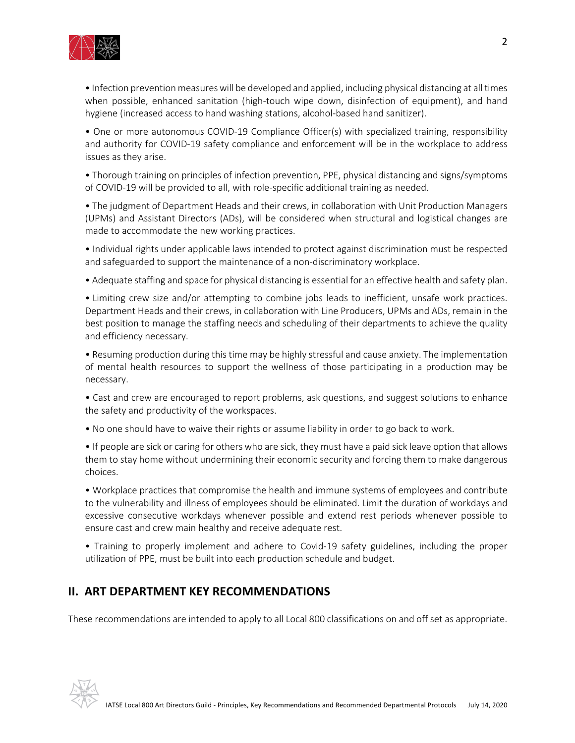- Infection prevention measures will be developed and applied, including physical distancing at all times when possible, enhanced sanitation (high-touch wipe down, disinfection of equipment), and hand hygiene (increased access to hand washing stations, alcohol-based hand sanitizer).

- One or more autonomous COVID-19 Compliance Officer(s) with specialized training, responsibility and authority for COVID-19 safety compliance and enforcement will be in the workplace to address issues as they arise.

- Thorough training on principles of infection prevention, PPE, physical distancing and signs/symptoms of COVID-19 will be provided to all, with role-specific additional training as needed.

- The judgment of Department Heads and their crews, in collaboration with Unit Production Managers (UPMs) and Assistant Directors (ADs), will be considered when structural and logistical changes are made to accommodate the new working practices.

- Individual rights under applicable laws intended to protect against discrimination must be respected and safeguarded to support the maintenance of a non-discriminatory workplace.

- Adequate staffing and space for physical distancing is essential for an effective health and safety plan.

- Limiting crew size and/or attempting to combine jobs leads to inefficient, unsafe work practices. Department Heads and their crews, in collaboration with Line Producers, UPMs and ADs, remain in the best position to manage the staffing needs and scheduling of their departments to achieve the quality and efficiency necessary.

- Resuming production during this time may be highly stressful and cause anxiety. The implementation of mental health resources to support the wellness of those participating in a production may be necessary.

- Cast and crew are encouraged to report problems, ask questions, and suggest solutions to enhance the safety and productivity of the workspaces.

- No one should have to waive their rights or assume liability in order to go back to work.

- If people are sick or caring for others who are sick, they must have a paid sick leave option that allows them to stay home without undermining their economic security and forcing them to make dangerous choices.

- Workplace practices that compromise the health and immune systems of employees and contribute to the vulnerability and illness of employees should be eliminated. Limit the duration of workdays and excessive consecutive workdays whenever possible and extend rest periods whenever possible to ensure cast and crew main healthy and receive adequate rest.

- Training to properly implement and adhere to Covid-19 safety guidelines, including the proper utilization of PPE, must be built into each production schedule and budget.

## II. ART DEPARTMENT KEY RECOMMENDATIONS

These recommendations are intended to apply to all Local 800 classifications on and off set as appropriate.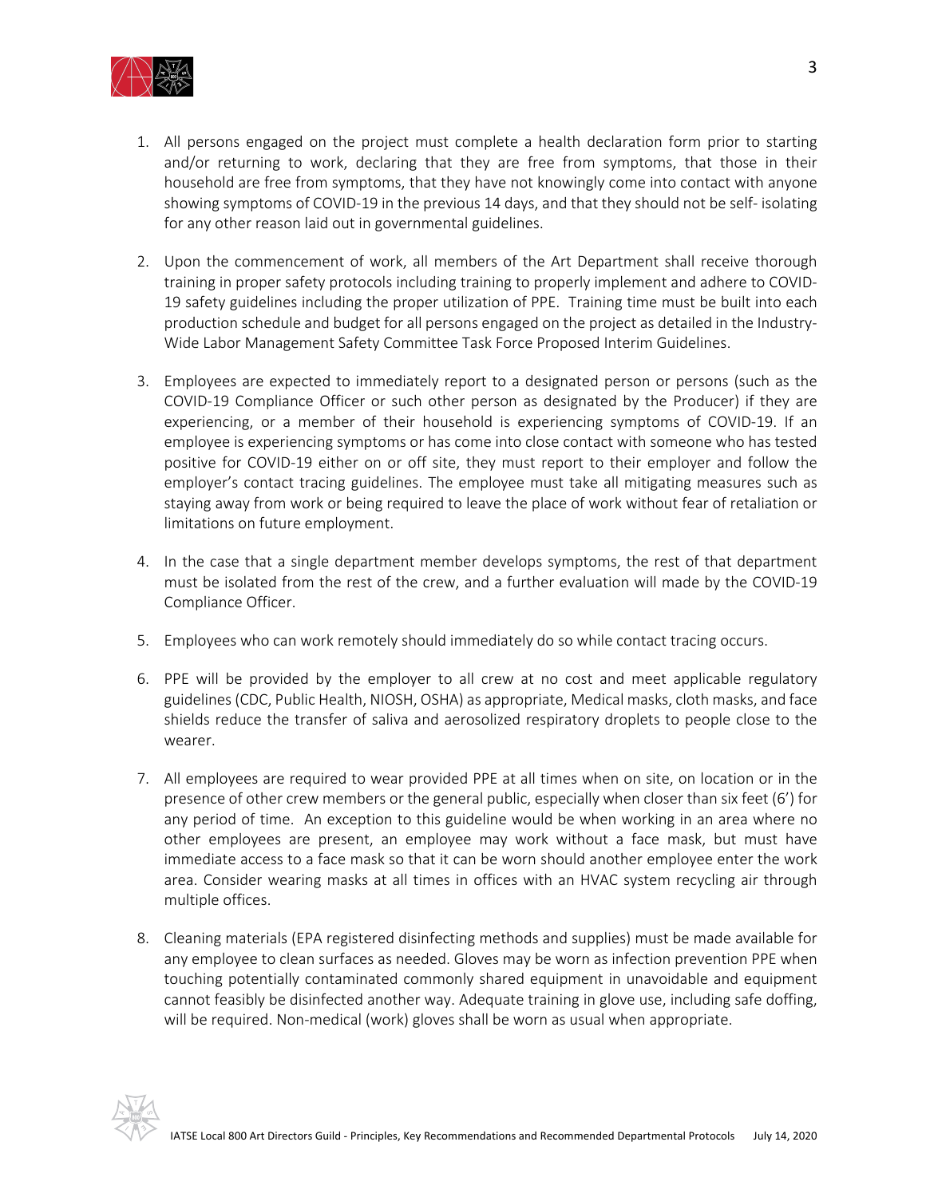1. All persons engaged on the project must complete a health declaration form prior to starting and/or returning to work, declaring that they are free from symptoms, that those in their household are free from symptoms, that they have not knowingly come into contact with anyone showing symptoms of COVID-19 in the previous 14 days, and that they should not be self- isolating for any other reason laid out in governmental guidelines.

2. Upon the commencement of work, all members of the Art Department shall receive thorough training in proper safety protocols including training to properly implement and adhere to COVID-19 safety guidelines including the proper utilization of PPE. Training time must be built into each production schedule and budget for all persons engaged on the project as detailed in the Industry-Wide Labor Management Safety Committee Task Force Proposed Interim Guidelines.

3. Employees are expected to immediately report to a designated person or persons (such as the COVID-19 Compliance Officer or such other person as designated by the Producer) if they are experiencing, or a member of their household is experiencing symptoms of COVID-19. If an employee is experiencing symptoms or has come into close contact with someone who has tested positive for COVID-19 either on or off site, they must report to their employer and follow the employer's contact tracing guidelines. The employee must take all mitigating measures such as staying away from work or being required to leave the place of work without fear of retaliation or limitations on future employment.

4. In the case that a single department member develops symptoms, the rest of that department must be isolated from the rest of the crew, and a further evaluation will made by the COVID-19 Compliance Officer.

5. Employees who can work remotely should immediately do so while contact tracing occurs.

6. PPE will be provided by the employer to all crew at no cost and meet applicable regulatory guidelines (CDC, Public Health, NIOSH, OSHA) as appropriate, Medical masks, cloth masks, and face shields reduce the transfer of saliva and aerosolized respiratory droplets to people close to the wearer.

7. All employees are required to wear provided PPE at all times when on site, on location or in the presence of other crew members or the general public, especially when closer than six feet (6') for any period of time. An exception to this guideline would be when working in an area where no other employees are present, an employee may work without a face mask, but must have immediate access to a face mask so that it can be worn should another employee enter the work area. Consider wearing masks at all times in offices with an HVAC system recycling air through multiple offices.

8. Cleaning materials (EPA registered disinfecting methods and supplies) must be made available for any employee to clean surfaces as needed. Gloves may be worn as infection prevention PPE when touching potentially contaminated commonly shared equipment in unavoidable and equipment cannot feasibly be disinfected another way. Adequate training in glove use, including safe doffing, will be required. Non-medical (work) gloves shall be worn as usual when appropriate.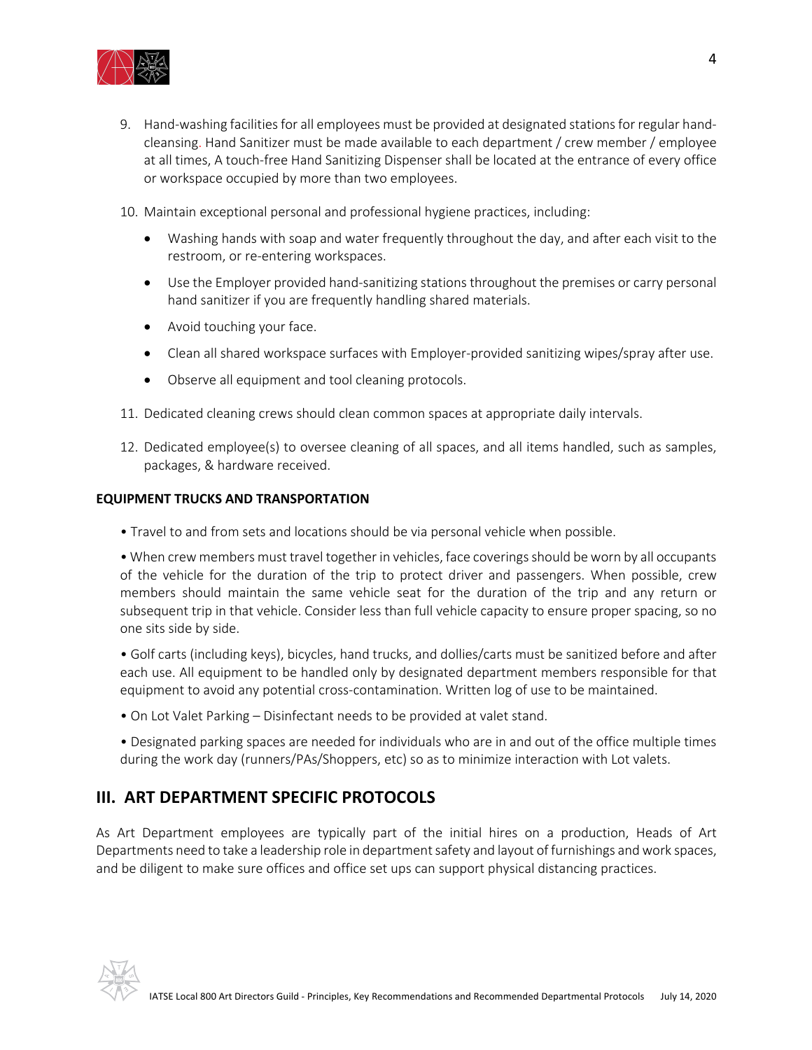9. Hand-washing facilities for all employees must be provided at designated stations for regular hand-cleansing. Hand Sanitizer must be made available to each department / crew member / employee at all times, A touch-free Hand Sanitizing Dispenser shall be located at the entrance of every office or workspace occupied by more than two employees.

10. Maintain exceptional personal and professional hygiene practices, including:

    - Washing hands with soap and water frequently throughout the day, and after each visit to the restroom, or re-entering workspaces.
    - Use the Employer provided hand-sanitizing stations throughout the premises or carry personal hand sanitizer if you are frequently handling shared materials.
    - Avoid touching your face.
    - Clean all shared workspace surfaces with Employer-provided sanitizing wipes/spray after use.
    - Observe all equipment and tool cleaning protocols.

11. Dedicated cleaning crews should clean common spaces at appropriate daily intervals.

12. Dedicated employee(s) to oversee cleaning of all spaces, and all items handled, such as samples, packages, & hardware received.

**EQUIPMENT TRUCKS AND TRANSPORTATION**

• Travel to and from sets and locations should be via personal vehicle when possible.

• When crew members must travel together in vehicles, face coverings should be worn by all occupants of the vehicle for the duration of the trip to protect driver and passengers. When possible, crew members should maintain the same vehicle seat for the duration of the trip and any return or subsequent trip in that vehicle. Consider less than full vehicle capacity to ensure proper spacing, so no one sits side by side.

• Golf carts (including keys), bicycles, hand trucks, and dollies/carts must be sanitized before and after each use. All equipment to be handled only by designated department members responsible for that equipment to avoid any potential cross-contamination. Written log of use to be maintained.

• On Lot Valet Parking – Disinfectant needs to be provided at valet stand.

• Designated parking spaces are needed for individuals who are in and out of the office multiple times during the work day (runners/PAs/Shoppers, etc) so as to minimize interaction with Lot valets.

## III. ART DEPARTMENT SPECIFIC PROTOCOLS

As Art Department employees are typically part of the initial hires on a production, Heads of Art Departments need to take a leadership role in department safety and layout of furnishings and work spaces, and be diligent to make sure offices and office set ups can support physical distancing practices.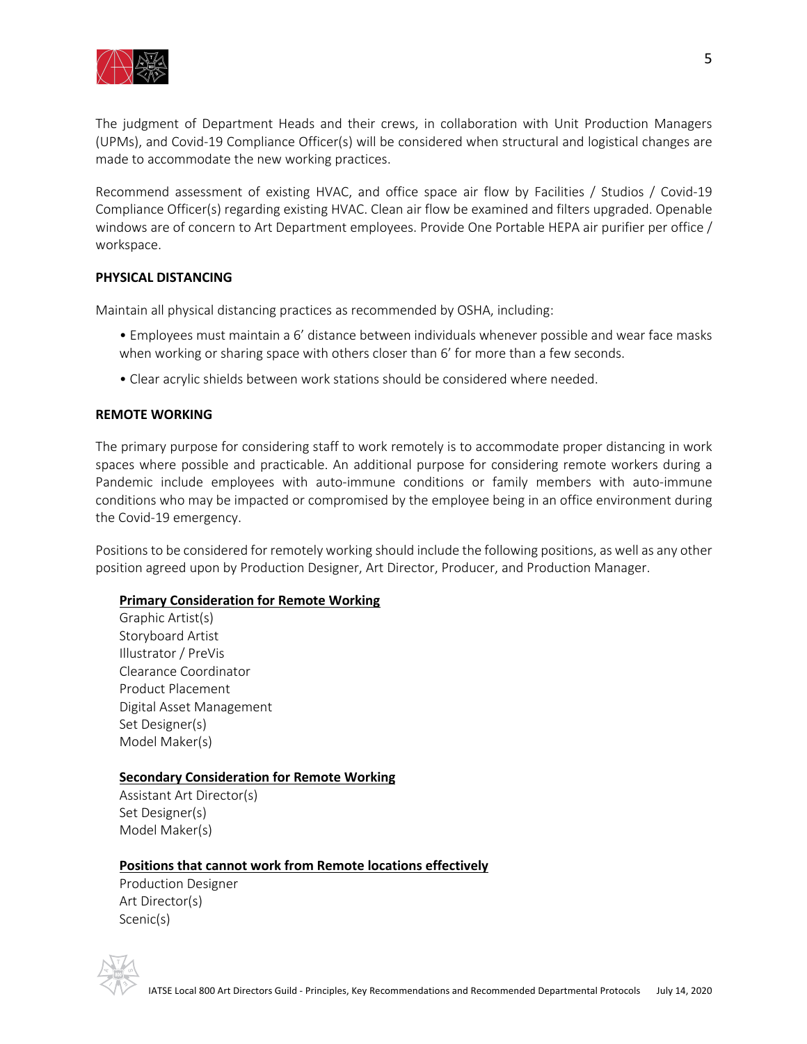The judgment of Department Heads and their crews, in collaboration with Unit Production Managers (UPMs), and Covid-19 Compliance Officer(s) will be considered when structural and logistical changes are made to accommodate the new working practices.

Recommend assessment of existing HVAC, and office space air flow by Facilities / Studios / Covid-19 Compliance Officer(s) regarding existing HVAC. Clean air flow be examined and filters upgraded. Openable windows are of concern to Art Department employees. Provide One Portable HEPA air purifier per office / workspace.

**PHYSICAL DISTANCING**

Maintain all physical distancing practices as recommended by OSHA, including:

- Employees must maintain a 6' distance between individuals whenever possible and wear face masks when working or sharing space with others closer than 6' for more than a few seconds.
- Clear acrylic shields between work stations should be considered where needed.

**REMOTE WORKING**

The primary purpose for considering staff to work remotely is to accommodate proper distancing in work spaces where possible and practicable. An additional purpose for considering remote workers during a Pandemic include employees with auto-immune conditions or family members with auto-immune conditions who may be impacted or compromised by the employee being in an office environment during the Covid-19 emergency.

Positions to be considered for remotely working should include the following positions, as well as any other position agreed upon by Production Designer, Art Director, Producer, and Production Manager.

**Primary Consideration for Remote Working**

Graphic Artist(s)
Storyboard Artist
Illustrator / PreVis
Clearance Coordinator
Product Placement
Digital Asset Management
Set Designer(s)
Model Maker(s)

**Secondary Consideration for Remote Working**

Assistant Art Director(s)
Set Designer(s)
Model Maker(s)

**Positions that cannot work from Remote locations effectively**

Production Designer
Art Director(s)
Scenic(s)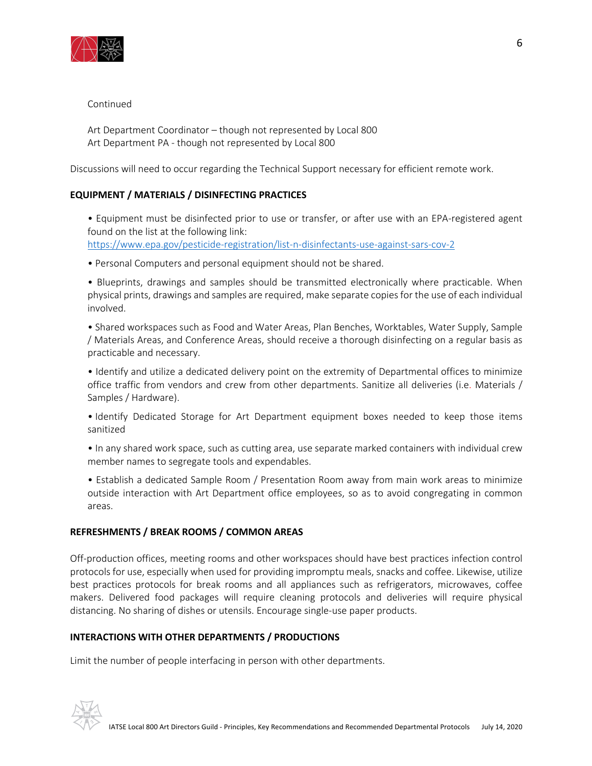Continued

Art Department Coordinator – though not represented by Local 800
Art Department PA - though not represented by Local 800

Discussions will need to occur regarding the Technical Support necessary for efficient remote work.

**EQUIPMENT / MATERIALS / DISINFECTING PRACTICES**

- Equipment must be disinfected prior to use or transfer, or after use with an EPA-registered agent found on the list at the following link: https://www.epa.gov/pesticide-registration/list-n-disinfectants-use-against-sars-cov-2
- Personal Computers and personal equipment should not be shared.
- Blueprints, drawings and samples should be transmitted electronically where practicable. When physical prints, drawings and samples are required, make separate copies for the use of each individual involved.
- Shared workspaces such as Food and Water Areas, Plan Benches, Worktables, Water Supply, Sample / Materials Areas, and Conference Areas, should receive a thorough disinfecting on a regular basis as practicable and necessary.
- Identify and utilize a dedicated delivery point on the extremity of Departmental offices to minimize office traffic from vendors and crew from other departments. Sanitize all deliveries (i.e. Materials / Samples / Hardware).
- Identify Dedicated Storage for Art Department equipment boxes needed to keep those items sanitized
- In any shared work space, such as cutting area, use separate marked containers with individual crew member names to segregate tools and expendables.
- Establish a dedicated Sample Room / Presentation Room away from main work areas to minimize outside interaction with Art Department office employees, so as to avoid congregating in common areas.

**REFRESHMENTS / BREAK ROOMS / COMMON AREAS**

Off-production offices, meeting rooms and other workspaces should have best practices infection control protocols for use, especially when used for providing impromptu meals, snacks and coffee. Likewise, utilize best practices protocols for break rooms and all appliances such as refrigerators, microwaves, coffee makers. Delivered food packages will require cleaning protocols and deliveries will require physical distancing. No sharing of dishes or utensils. Encourage single-use paper products.

**INTERACTIONS WITH OTHER DEPARTMENTS / PRODUCTIONS**

Limit the number of people interfacing in person with other departments.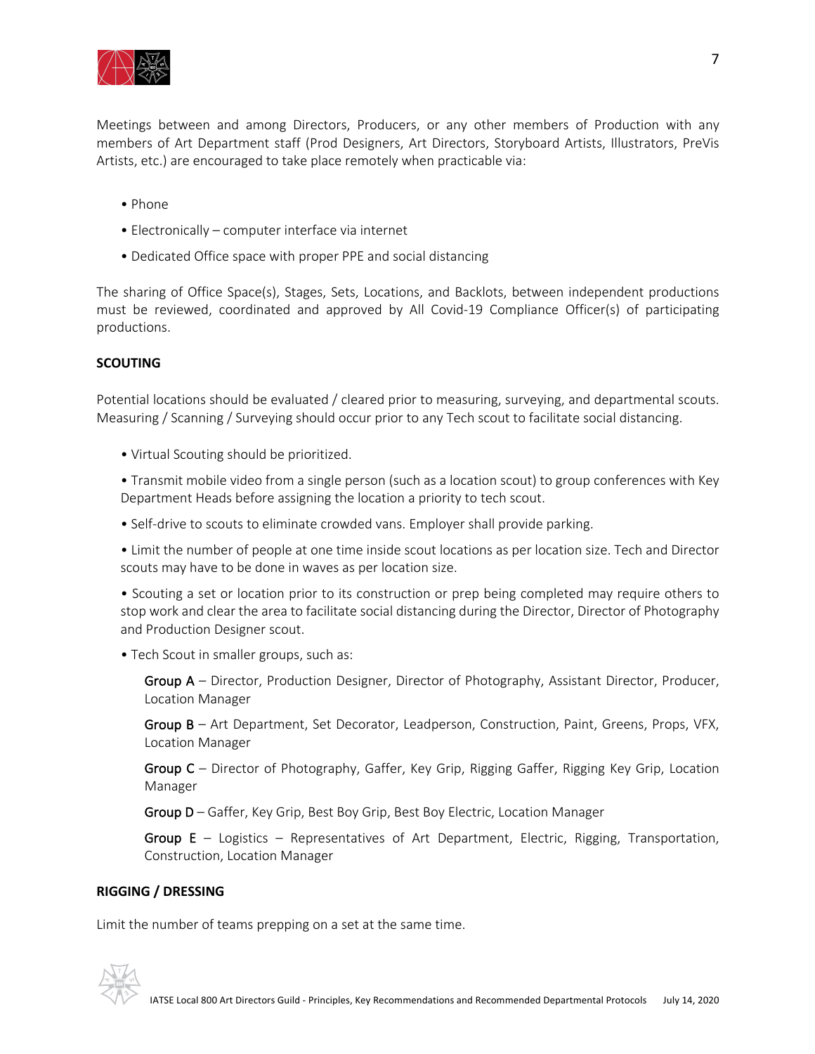Meetings between and among Directors, Producers, or any other members of Production with any members of Art Department staff (Prod Designers, Art Directors, Storyboard Artists, Illustrators, PreVis Artists, etc.) are encouraged to take place remotely when practicable via:

- Phone
- Electronically – computer interface via internet
- Dedicated Office space with proper PPE and social distancing

The sharing of Office Space(s), Stages, Sets, Locations, and Backlots, between independent productions must be reviewed, coordinated and approved by All Covid-19 Compliance Officer(s) of participating productions.

**SCOUTING**

Potential locations should be evaluated / cleared prior to measuring, surveying, and departmental scouts. Measuring / Scanning / Surveying should occur prior to any Tech scout to facilitate social distancing.

- Virtual Scouting should be prioritized.
- Transmit mobile video from a single person (such as a location scout) to group conferences with Key Department Heads before assigning the location a priority to tech scout.
- Self-drive to scouts to eliminate crowded vans. Employer shall provide parking.
- Limit the number of people at one time inside scout locations as per location size. Tech and Director scouts may have to be done in waves as per location size.
- Scouting a set or location prior to its construction or prep being completed may require others to stop work and clear the area to facilitate social distancing during the Director, Director of Photography and Production Designer scout.
- Tech Scout in smaller groups, such as:

  Group A – Director, Production Designer, Director of Photography, Assistant Director, Producer, Location Manager

  Group B – Art Department, Set Decorator, Leadperson, Construction, Paint, Greens, Props, VFX, Location Manager

  Group C – Director of Photography, Gaffer, Key Grip, Rigging Gaffer, Rigging Key Grip, Location Manager

  Group D – Gaffer, Key Grip, Best Boy Grip, Best Boy Electric, Location Manager

  Group E – Logistics – Representatives of Art Department, Electric, Rigging, Transportation, Construction, Location Manager

**RIGGING / DRESSING**

Limit the number of teams prepping on a set at the same time.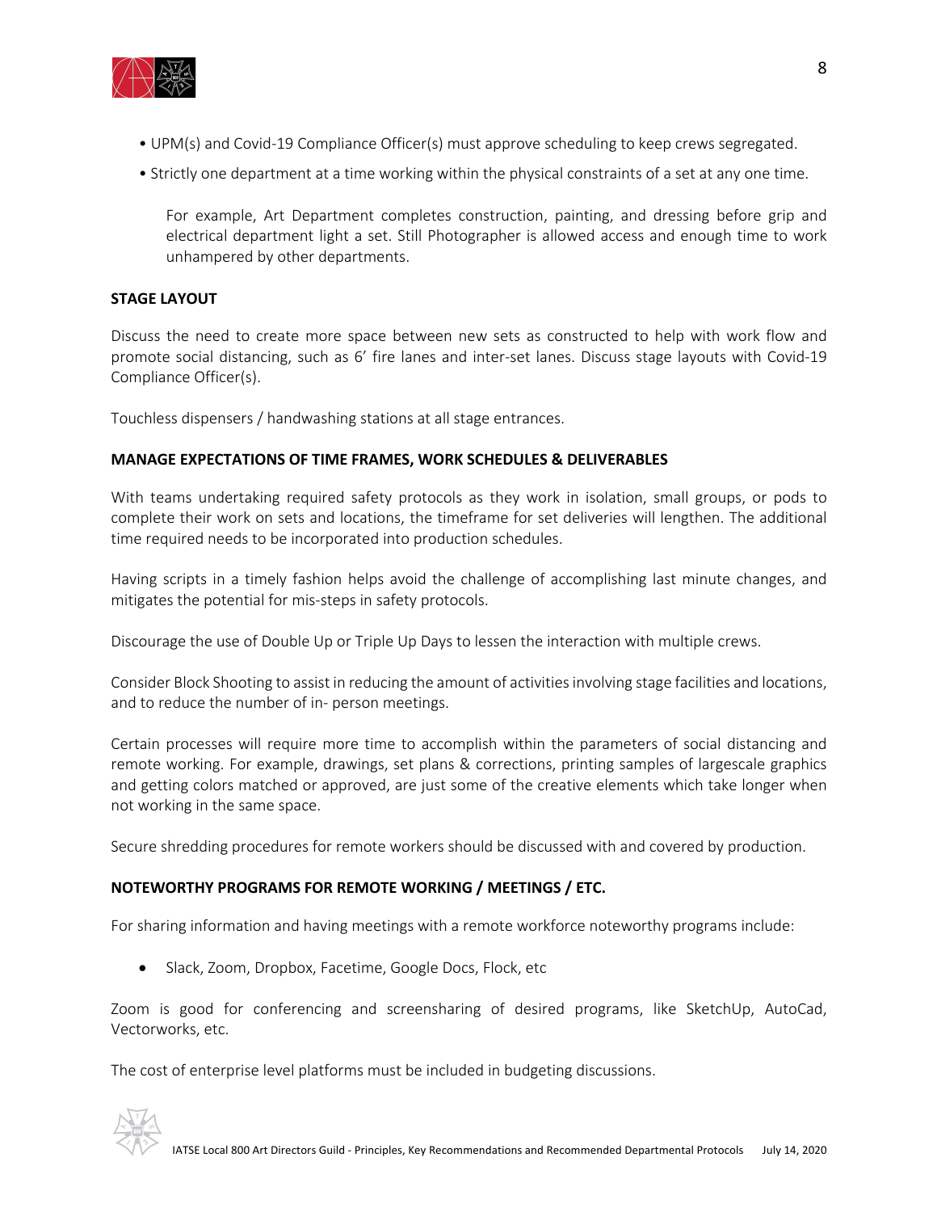- UPM(s) and Covid-19 Compliance Officer(s) must approve scheduling to keep crews segregated.
- Strictly one department at a time working within the physical constraints of a set at any one time.

  For example, Art Department completes construction, painting, and dressing before grip and electrical department light a set. Still Photographer is allowed access and enough time to work unhampered by other departments.

**STAGE LAYOUT**

Discuss the need to create more space between new sets as constructed to help with work flow and promote social distancing, such as 6' fire lanes and inter-set lanes. Discuss stage layouts with Covid-19 Compliance Officer(s).

Touchless dispensers / handwashing stations at all stage entrances.

**MANAGE EXPECTATIONS OF TIME FRAMES, WORK SCHEDULES & DELIVERABLES**

With teams undertaking required safety protocols as they work in isolation, small groups, or pods to complete their work on sets and locations, the timeframe for set deliveries will lengthen. The additional time required needs to be incorporated into production schedules.

Having scripts in a timely fashion helps avoid the challenge of accomplishing last minute changes, and mitigates the potential for mis-steps in safety protocols.

Discourage the use of Double Up or Triple Up Days to lessen the interaction with multiple crews.

Consider Block Shooting to assist in reducing the amount of activities involving stage facilities and locations, and to reduce the number of in- person meetings.

Certain processes will require more time to accomplish within the parameters of social distancing and remote working. For example, drawings, set plans & corrections, printing samples of largescale graphics and getting colors matched or approved, are just some of the creative elements which take longer when not working in the same space.

Secure shredding procedures for remote workers should be discussed with and covered by production.

**NOTEWORTHY PROGRAMS FOR REMOTE WORKING / MEETINGS / ETC.**

For sharing information and having meetings with a remote workforce noteworthy programs include:

- Slack, Zoom, Dropbox, Facetime, Google Docs, Flock, etc

Zoom is good for conferencing and screensharing of desired programs, like SketchUp, AutoCad, Vectorworks, etc.

The cost of enterprise level platforms must be included in budgeting discussions.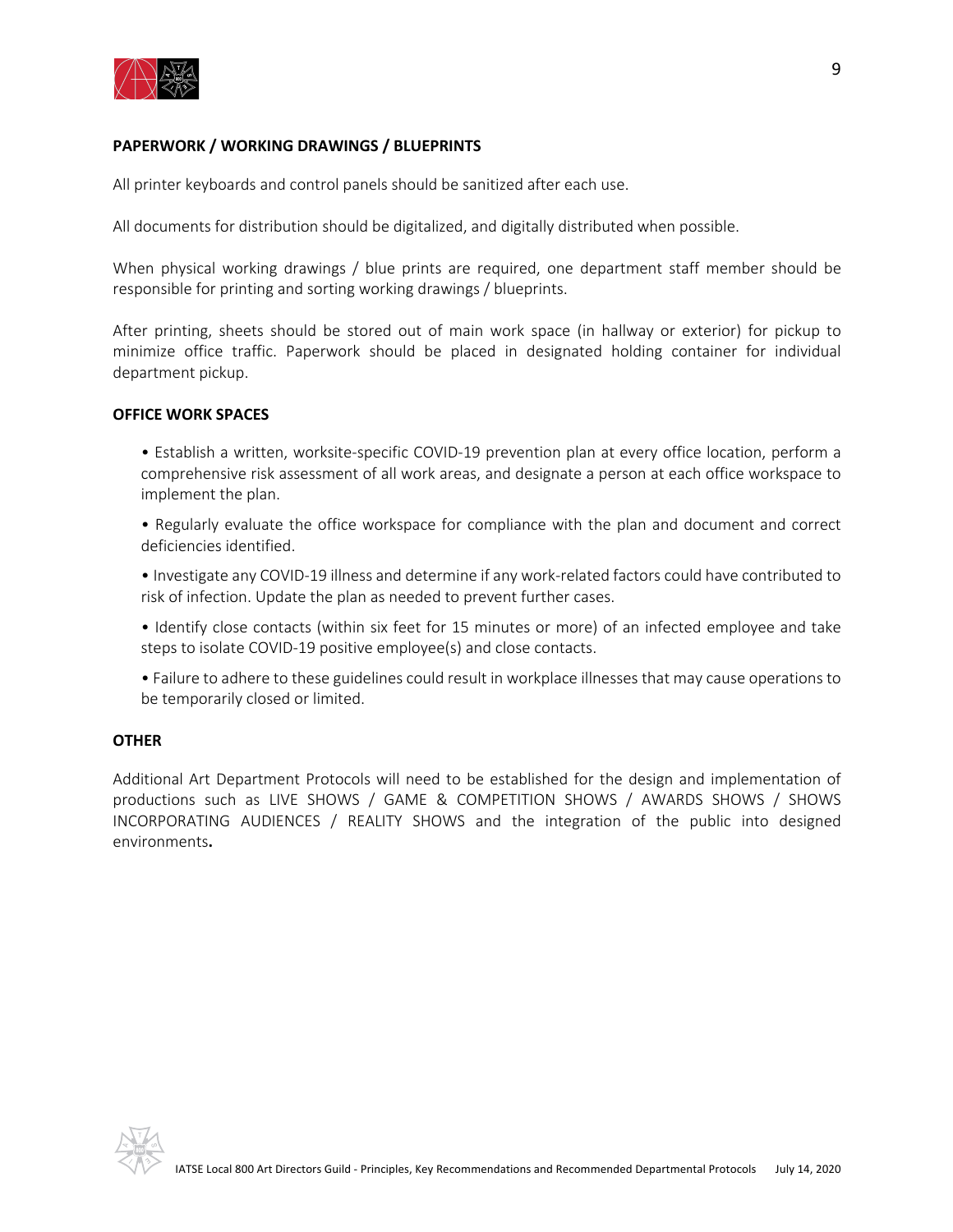**PAPERWORK / WORKING DRAWINGS / BLUEPRINTS**

All printer keyboards and control panels should be sanitized after each use.

All documents for distribution should be digitalized, and digitally distributed when possible.

When physical working drawings / blue prints are required, one department staff member should be responsible for printing and sorting working drawings / blueprints.

After printing, sheets should be stored out of main work space (in hallway or exterior) for pickup to minimize office traffic. Paperwork should be placed in designated holding container for individual department pickup.

**OFFICE WORK SPACES**

- Establish a written, worksite-specific COVID-19 prevention plan at every office location, perform a comprehensive risk assessment of all work areas, and designate a person at each office workspace to implement the plan.
- Regularly evaluate the office workspace for compliance with the plan and document and correct deficiencies identified.
- Investigate any COVID-19 illness and determine if any work-related factors could have contributed to risk of infection. Update the plan as needed to prevent further cases.
- Identify close contacts (within six feet for 15 minutes or more) of an infected employee and take steps to isolate COVID-19 positive employee(s) and close contacts.
- Failure to adhere to these guidelines could result in workplace illnesses that may cause operations to be temporarily closed or limited.

**OTHER**

Additional Art Department Protocols will need to be established for the design and implementation of productions such as LIVE SHOWS / GAME & COMPETITION SHOWS / AWARDS SHOWS / SHOWS INCORPORATING AUDIENCES / REALITY SHOWS and the integration of the public into designed environments**.**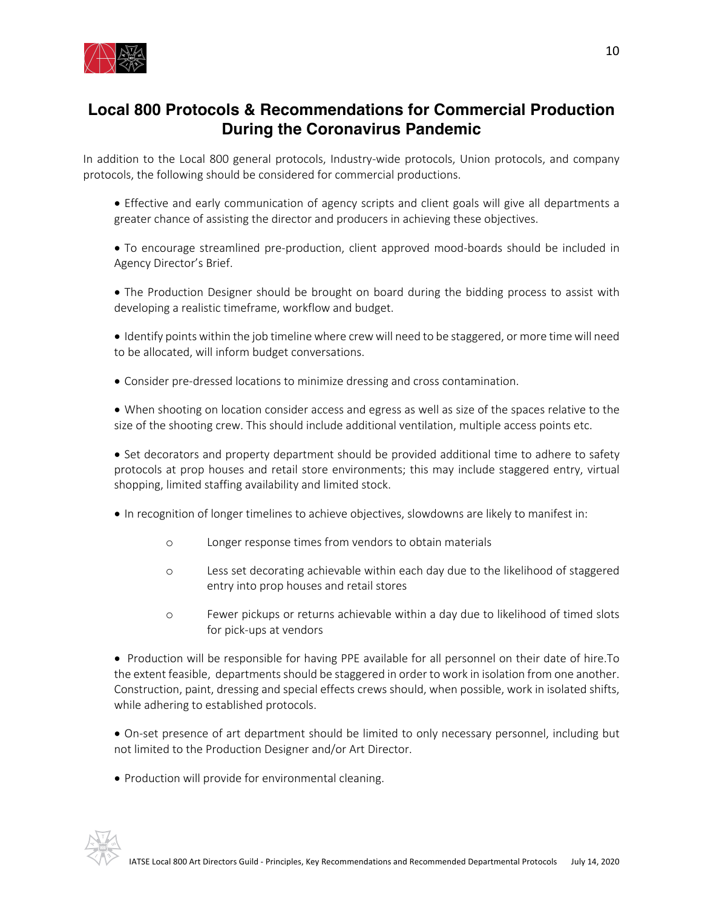# Local 800 Protocols & Recommendations for Commercial Production During the Coronavirus Pandemic

In addition to the Local 800 general protocols, Industry-wide protocols, Union protocols, and company protocols, the following should be considered for commercial productions.

- Effective and early communication of agency scripts and client goals will give all departments a greater chance of assisting the director and producers in achieving these objectives.

- To encourage streamlined pre-production, client approved mood-boards should be included in Agency Director's Brief.

- The Production Designer should be brought on board during the bidding process to assist with developing a realistic timeframe, workflow and budget.

- Identify points within the job timeline where crew will need to be staggered, or more time will need to be allocated, will inform budget conversations.

- Consider pre-dressed locations to minimize dressing and cross contamination.

- When shooting on location consider access and egress as well as size of the spaces relative to the size of the shooting crew. This should include additional ventilation, multiple access points etc.

- Set decorators and property department should be provided additional time to adhere to safety protocols at prop houses and retail store environments; this may include staggered entry, virtual shopping, limited staffing availability and limited stock.

- In recognition of longer timelines to achieve objectives, slowdowns are likely to manifest in:
    - Longer response times from vendors to obtain materials
    - Less set decorating achievable within each day due to the likelihood of staggered entry into prop houses and retail stores
    - Fewer pickups or returns achievable within a day due to likelihood of timed slots for pick-ups at vendors

- Production will be responsible for having PPE available for all personnel on their date of hire.To the extent feasible, departments should be staggered in order to work in isolation from one another. Construction, paint, dressing and special effects crews should, when possible, work in isolated shifts, while adhering to established protocols.

- On-set presence of art department should be limited to only necessary personnel, including but not limited to the Production Designer and/or Art Director.

- Production will provide for environmental cleaning.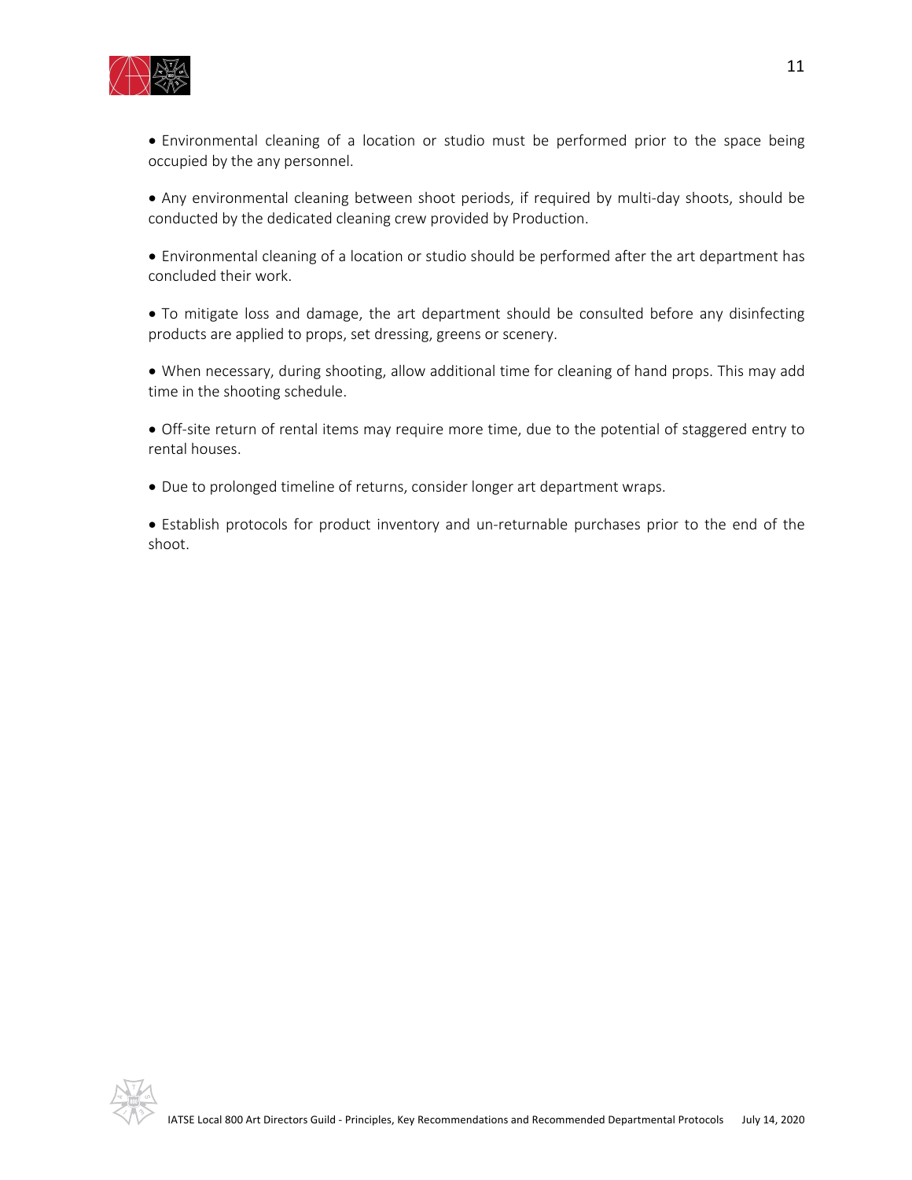- Environmental cleaning of a location or studio must be performed prior to the space being occupied by the any personnel.

- Any environmental cleaning between shoot periods, if required by multi-day shoots, should be conducted by the dedicated cleaning crew provided by Production.

- Environmental cleaning of a location or studio should be performed after the art department has concluded their work.

- To mitigate loss and damage, the art department should be consulted before any disinfecting products are applied to props, set dressing, greens or scenery.

- When necessary, during shooting, allow additional time for cleaning of hand props. This may add time in the shooting schedule.

- Off-site return of rental items may require more time, due to the potential of staggered entry to rental houses.

- Due to prolonged timeline of returns, consider longer art department wraps.

- Establish protocols for product inventory and un-returnable purchases prior to the end of the shoot.